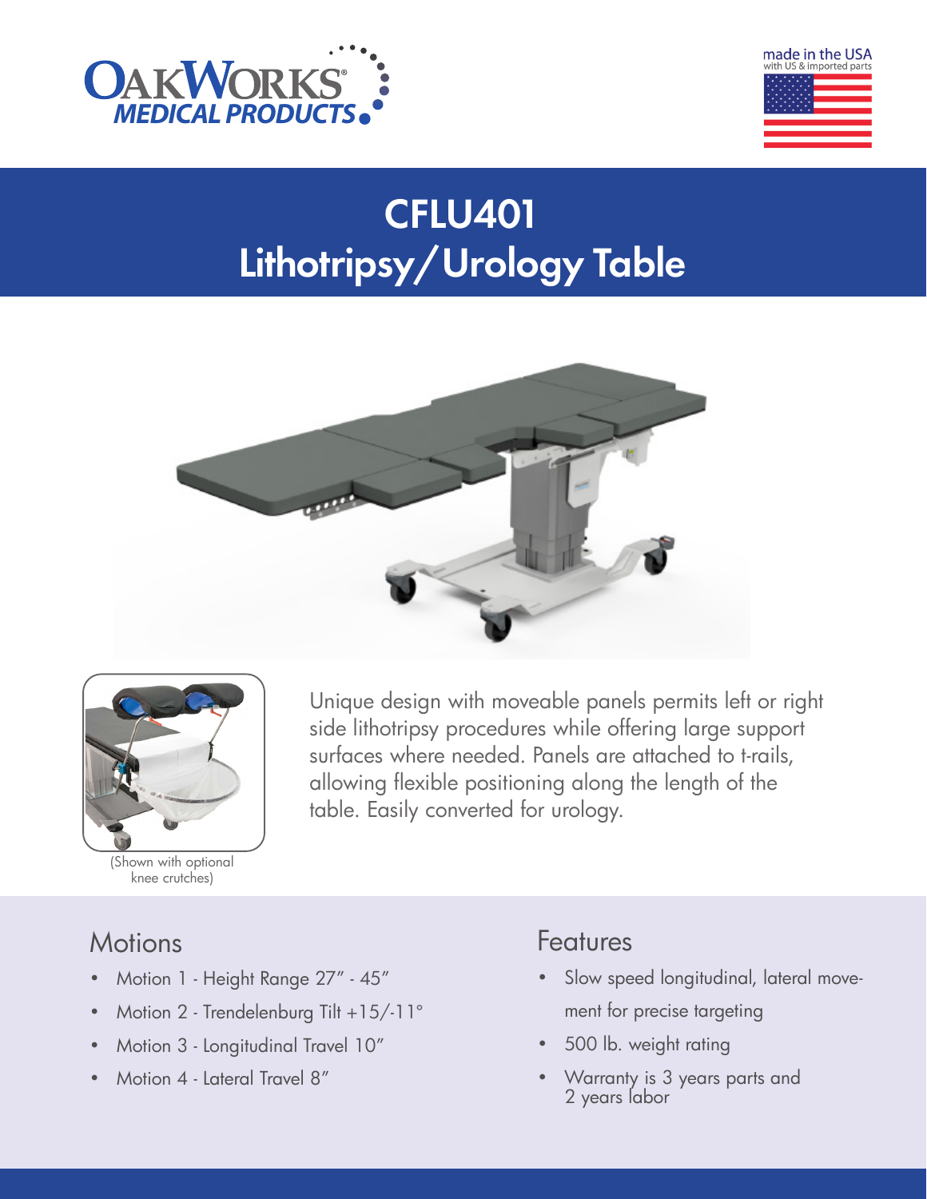OAKWORKS® MEDICAL PRODUCTS

made in the USA
with US & imported parts

# CFLU401
# Lithotripsy/Urology Table

(Shown with optional knee crutches)

Unique design with moveable panels permits left or right side lithotripsy procedures while offering large support surfaces where needed. Panels are attached to t-rails, allowing flexible positioning along the length of the table. Easily converted for urology.

## Motions

- Motion 1 - Height Range 27″ - 45″
- Motion 2 - Trendelenburg Tilt +15/-11°
- Motion 3 - Longitudinal Travel 10″
- Motion 4 - Lateral Travel 8″

## Features

- Slow speed longitudinal, lateral movement for precise targeting
- 500 lb. weight rating
- Warranty is 3 years parts and 2 years labor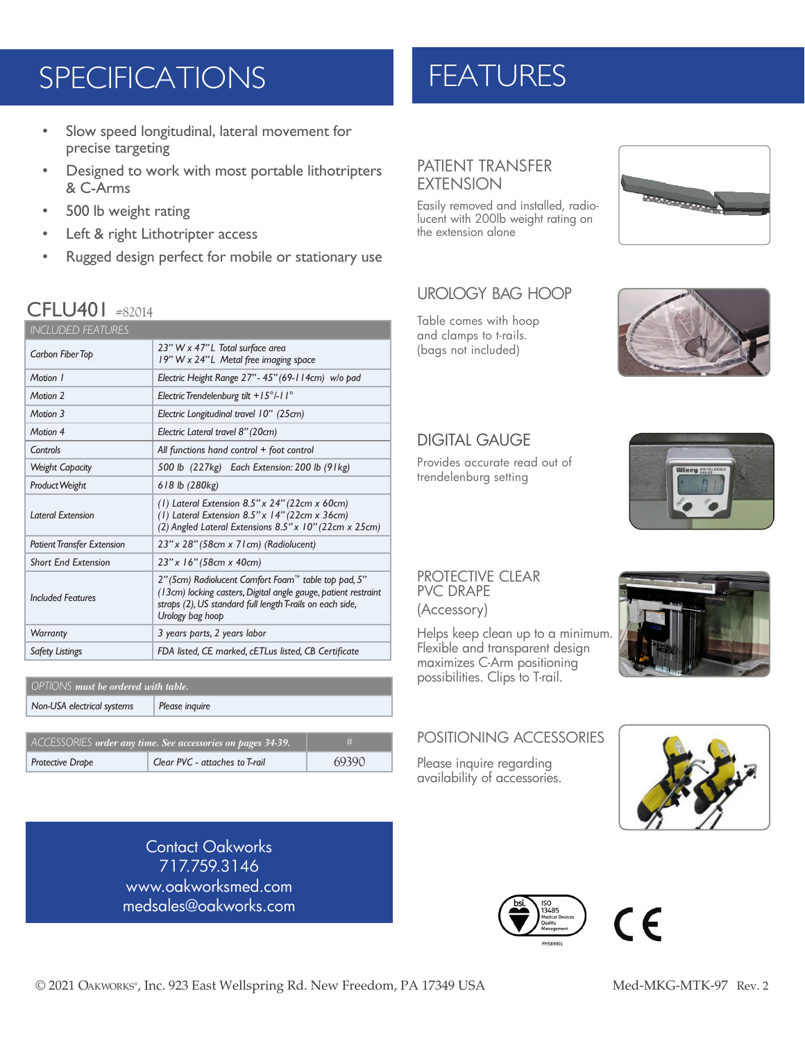# SPECIFICATIONS

- Slow speed longitudinal, lateral movement for precise targeting
- Designed to work with most portable lithotripters & C-Arms
- 500 lb weight rating
- Left & right Lithotripter access
- Rugged design perfect for mobile or stationary use

## CFLU401 #82014

| INCLUDED FEATURES | |
|---|---|
| Carbon Fiber Top | 23" W x 47" L Total surface area<br>19" W x 24" L Metal free imaging space |
| Motion 1 | Electric Height Range 27" - 45" (69-114cm) w/o pad |
| Motion 2 | Electric Trendelenburg tilt +15°/-11° |
| Motion 3 | Electric Longitudinal travel 10" (25cm) |
| Motion 4 | Electric Lateral travel 8" (20cm) |
| Controls | All functions hand control + foot control |
| Weight Capacity | 500 lb (227kg) Each Extension: 200 lb (91kg) |
| Product Weight | 618 lb (280kg) |
| Lateral Extension | (1) Lateral Extension 8.5" x 24" (22cm x 60cm)<br>(1) Lateral Extension 8.5" x 14" (22cm x 36cm)<br>(2) Angled Lateral Extensions 8.5" x 10" (22cm x 25cm) |
| Patient Transfer Extension | 23" x 28" (58cm x 71cm) (Radiolucent) |
| Short End Extension | 23" x 16" (58cm x 40cm) |
| Included Features | 2" (5cm) Radiolucent Comfort Foam™ table top pad, 5" (13cm) locking casters, Digital angle gauge, patient restraint straps (2), US standard full length T-rails on each side, Urology bag hoop |
| Warranty | 3 years parts, 2 years labor |
| Safety Listings | FDA listed, CE marked, cETLus listed, CB Certificate |

| OPTIONS *must be ordered with table.* | |
|---|---|
| Non-USA electrical systems | Please inquire |

| ACCESSORIES *order any time. See accessories on pages 34-39.* | | # |
|---|---|---|
| Protective Drape | Clear PVC - attaches to T-rail | 69390 |

Contact Oakworks
717.759.3146
www.oakworksmed.com
medsales@oakworks.com

# FEATURES

### PATIENT TRANSFER EXTENSION

Easily removed and installed, radio-lucent with 200lb weight rating on the extension alone

### UROLOGY BAG HOOP

Table comes with hoop and clamps to t-rails. (bags not included)

### DIGITAL GAUGE

Provides accurate read out of trendelenburg setting

### PROTECTIVE CLEAR PVC DRAPE (Accessory)

Helps keep clean up to a minimum. Flexible and transparent design maximizes C-Arm positioning possibilities. Clips to T-rail.

### POSITIONING ACCESSORIES

Please inquire regarding availability of accessories.

bsi. ISO 13485 Medical Devices Quality Management FM584901

CE

© 2021 Oakworks®, Inc. 923 East Wellspring Rd. New Freedom, PA 17349 USA    Med-MKG-MTK-97 Rev. 2